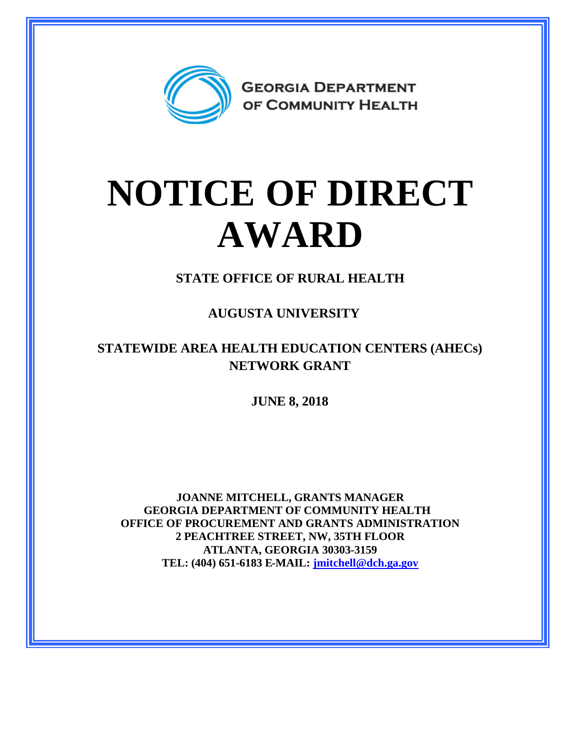GEORGIA DEPARTMENT OF COMMUNITY HEALTH

# NOTICE OF DIRECT AWARD

**STATE OFFICE OF RURAL HEALTH**

**AUGUSTA UNIVERSITY**

**STATEWIDE AREA HEALTH EDUCATION CENTERS (AHECs) NETWORK GRANT**

**JUNE 8, 2018**

**JOANNE MITCHELL, GRANTS MANAGER**
**GEORGIA DEPARTMENT OF COMMUNITY HEALTH**
**OFFICE OF PROCUREMENT AND GRANTS ADMINISTRATION**
**2 PEACHTREE STREET, NW, 35TH FLOOR**
**ATLANTA, GEORGIA 30303-3159**
**TEL: (404) 651-6183 E-MAIL: jmitchell@dch.ga.gov**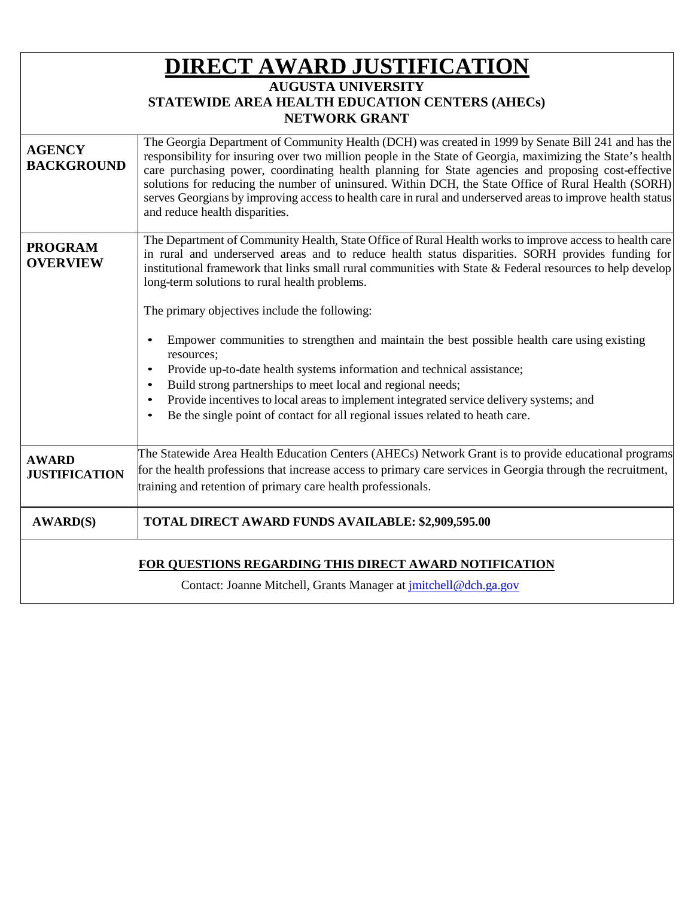# DIRECT AWARD JUSTIFICATION

**AUGUSTA UNIVERSITY**

**STATEWIDE AREA HEALTH EDUCATION CENTERS (AHECs)**

**NETWORK GRANT**

| | |
|---|---|
| **AGENCY BACKGROUND** | The Georgia Department of Community Health (DCH) was created in 1999 by Senate Bill 241 and has the responsibility for insuring over two million people in the State of Georgia, maximizing the State's health care purchasing power, coordinating health planning for State agencies and proposing cost-effective solutions for reducing the number of uninsured. Within DCH, the State Office of Rural Health (SORH) serves Georgians by improving access to health care in rural and underserved areas to improve health status and reduce health disparities. |
| **PROGRAM OVERVIEW** | The Department of Community Health, State Office of Rural Health works to improve access to health care in rural and underserved areas and to reduce health status disparities. SORH provides funding for institutional framework that links small rural communities with State & Federal resources to help develop long-term solutions to rural health problems.<br><br>The primary objectives include the following:<br><br>• Empower communities to strengthen and maintain the best possible health care using existing resources;<br>• Provide up-to-date health systems information and technical assistance;<br>• Build strong partnerships to meet local and regional needs;<br>• Provide incentives to local areas to implement integrated service delivery systems; and<br>• Be the single point of contact for all regional issues related to heath care. |
| **AWARD JUSTIFICATION** | The Statewide Area Health Education Centers (AHECs) Network Grant is to provide educational programs for the health professions that increase access to primary care services in Georgia through the recruitment, training and retention of primary care health professionals. |
| **AWARD(S)** | **TOTAL DIRECT AWARD FUNDS AVAILABLE: $2,909,595.00** |

**FOR QUESTIONS REGARDING THIS DIRECT AWARD NOTIFICATION**

Contact: Joanne Mitchell, Grants Manager at jmitchell@dch.ga.gov